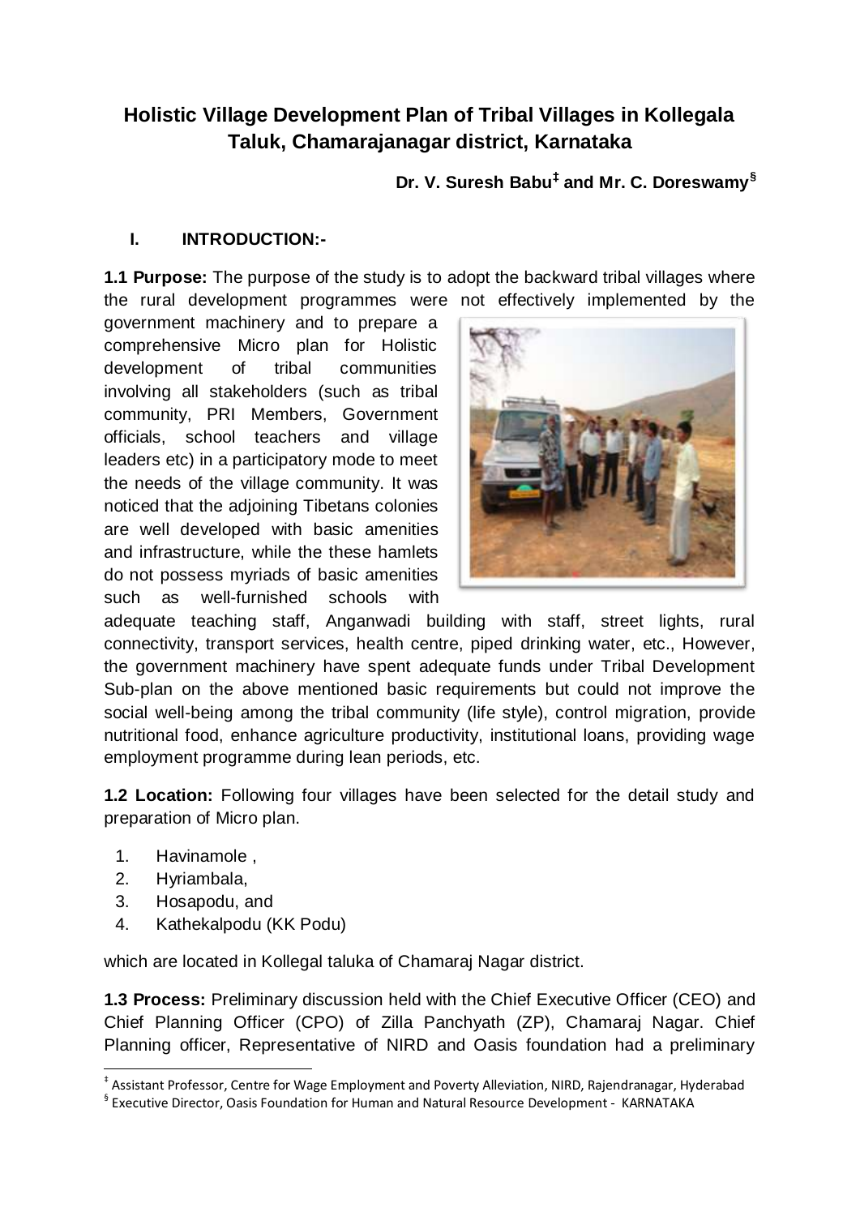# Holistic Village Development Plan of Tribal Villages in Kollegala Taluk, Chamarajanagar district, Karnataka

**Dr. V. Suresh Babu[‡] and Mr. C. Doreswamy[§]**

## I. INTRODUCTION:-

**1.1 Purpose:** The purpose of the study is to adopt the backward tribal villages where the rural development programmes were not effectively implemented by the government machinery and to prepare a comprehensive Micro plan for Holistic development of tribal communities involving all stakeholders (such as tribal community, PRI Members, Government officials, school teachers and village leaders etc) in a participatory mode to meet the needs of the village community. It was noticed that the adjoining Tibetans colonies are well developed with basic amenities and infrastructure, while the these hamlets do not possess myriads of basic amenities such as well-furnished schools with adequate teaching staff, Anganwadi building with staff, street lights, rural connectivity, transport services, health centre, piped drinking water, etc., However, the government machinery have spent adequate funds under Tribal Development Sub-plan on the above mentioned basic requirements but could not improve the social well-being among the tribal community (life style), control migration, provide nutritional food, enhance agriculture productivity, institutional loans, providing wage employment programme during lean periods, etc.

**1.2 Location:** Following four villages have been selected for the detail study and preparation of Micro plan.

1. Havinamole ,
2. Hyriambala,
3. Hosapodu, and
4. Kathekalpodu (KK Podu)

which are located in Kollegal taluka of Chamaraj Nagar district.

**1.3 Process:** Preliminary discussion held with the Chief Executive Officer (CEO) and Chief Planning Officer (CPO) of Zilla Panchyath (ZP), Chamaraj Nagar. Chief Planning officer, Representative of NIRD and Oasis foundation had a preliminary

---

[‡] Assistant Professor, Centre for Wage Employment and Poverty Alleviation, NIRD, Rajendranagar, Hyderabad

[§] Executive Director, Oasis Foundation for Human and Natural Resource Development - KARNATAKA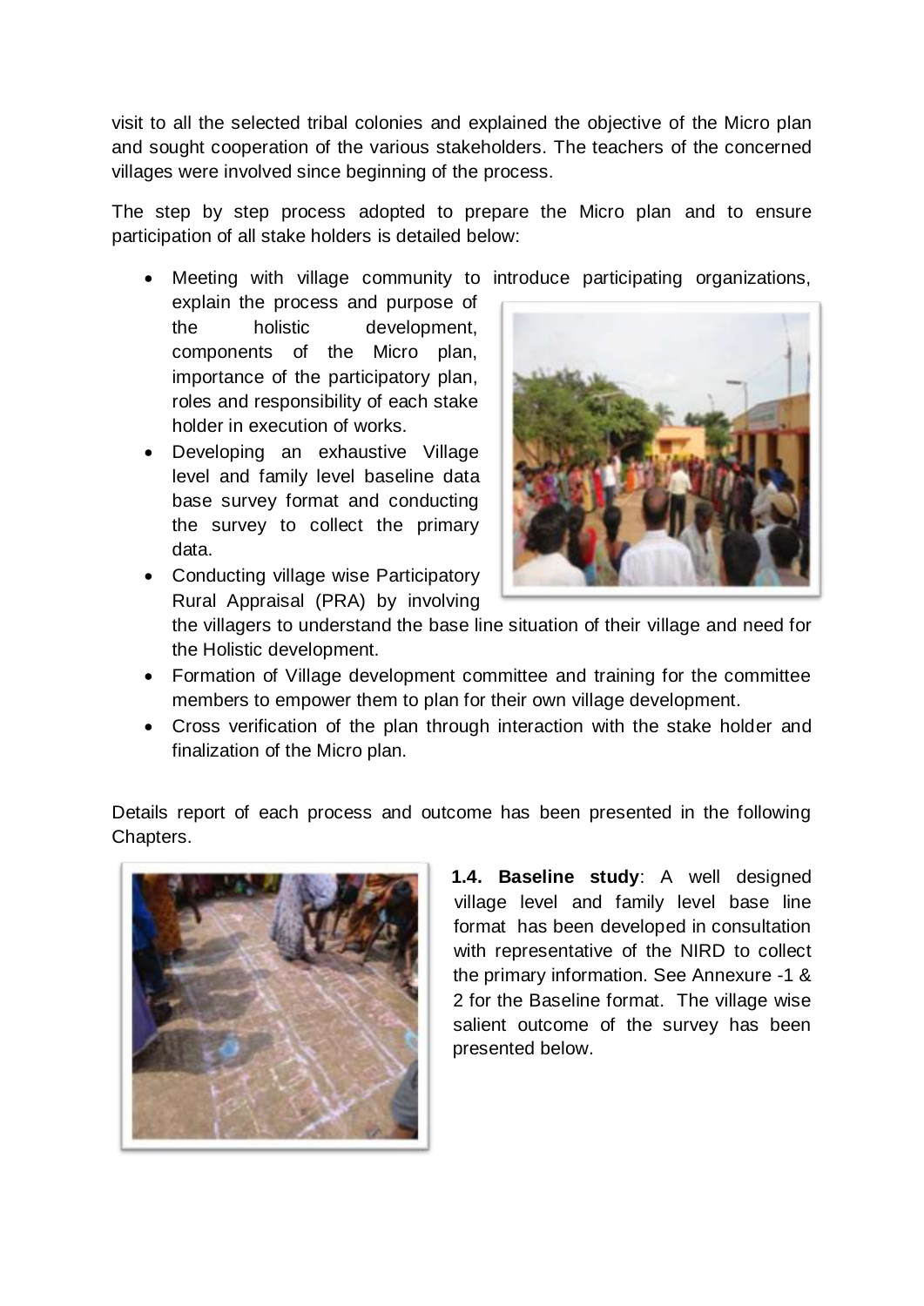visit to all the selected tribal colonies and explained the objective of the Micro plan and sought cooperation of the various stakeholders. The teachers of the concerned villages were involved since beginning of the process.

The step by step process adopted to prepare the Micro plan and to ensure participation of all stake holders is detailed below:

- Meeting with village community to introduce participating organizations, explain the process and purpose of the holistic development, components of the Micro plan, importance of the participatory plan, roles and responsibility of each stake holder in execution of works.
- Developing an exhaustive Village level and family level baseline data base survey format and conducting the survey to collect the primary data.
- Conducting village wise Participatory Rural Appraisal (PRA) by involving the villagers to understand the base line situation of their village and need for the Holistic development.
- Formation of Village development committee and training for the committee members to empower them to plan for their own village development.
- Cross verification of the plan through interaction with the stake holder and finalization of the Micro plan.

Details report of each process and outcome has been presented in the following Chapters.

**1.4. Baseline study**: A well designed village level and family level base line format has been developed in consultation with representative of the NIRD to collect the primary information. See Annexure -1 & 2 for the Baseline format. The village wise salient outcome of the survey has been presented below.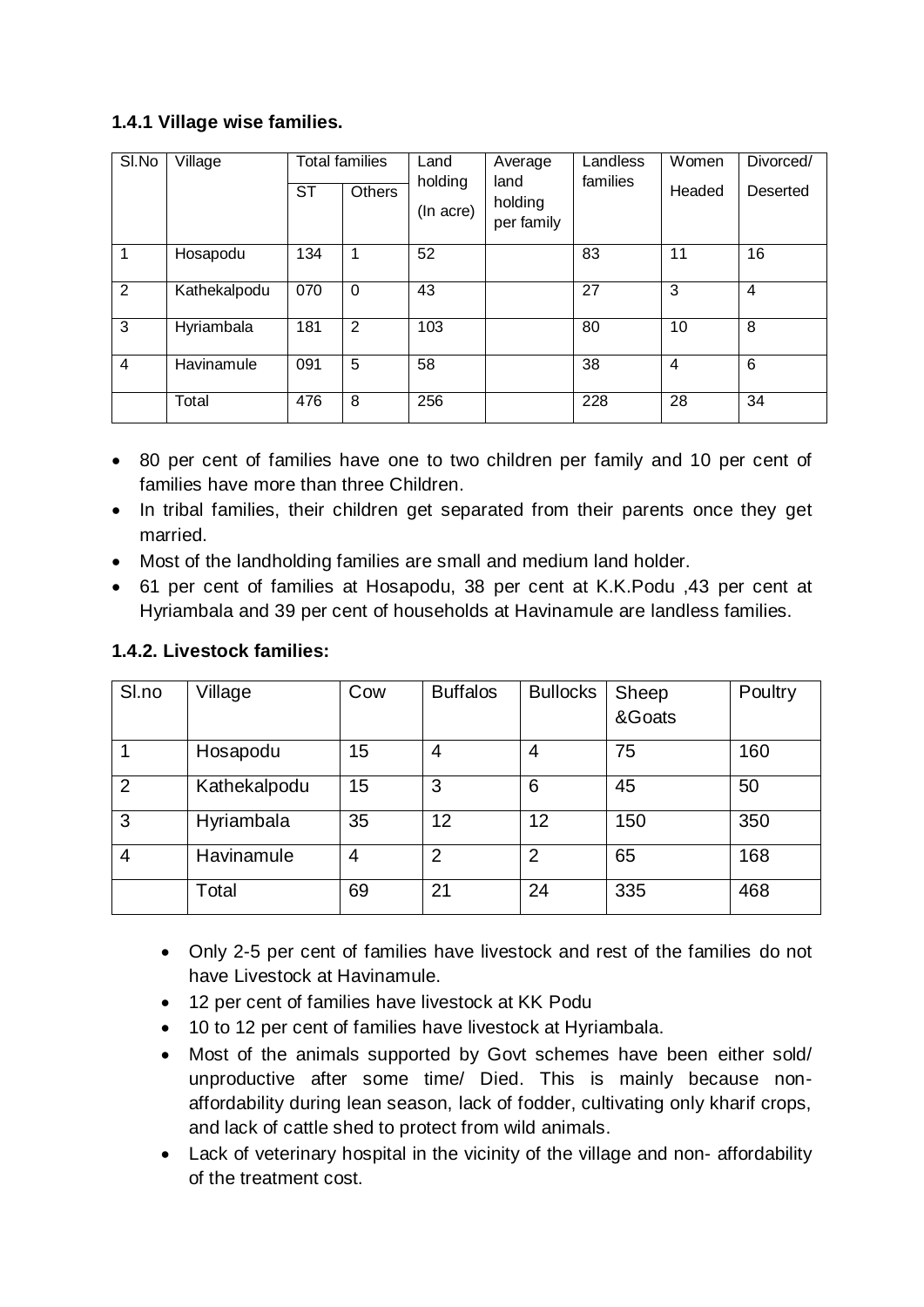### 1.4.1 Village wise families.

| Sl.No | Village | Total families | | Land holding (In acre) | Average land holding per family | Landless families | Women Headed | Divorced/ Deserted |
|---|---|---|---|---|---|---|---|---|
| | | ST | Others | | | | | |
| 1 | Hosapodu | 134 | 1 | 52 | | 83 | 11 | 16 |
| 2 | Kathekalpodu | 070 | 0 | 43 | | 27 | 3 | 4 |
| 3 | Hyriambala | 181 | 2 | 103 | | 80 | 10 | 8 |
| 4 | Havinamule | 091 | 5 | 58 | | 38 | 4 | 6 |
| | Total | 476 | 8 | 256 | | 228 | 28 | 34 |

- 80 per cent of families have one to two children per family and 10 per cent of families have more than three Children.
- In tribal families, their children get separated from their parents once they get married.
- Most of the landholding families are small and medium land holder.
- 61 per cent of families at Hosapodu, 38 per cent at K.K.Podu ,43 per cent at Hyriambala and 39 per cent of households at Havinamule are landless families.

### 1.4.2. Livestock families:

| Sl.no | Village | Cow | Buffalos | Bullocks | Sheep &Goats | Poultry |
|---|---|---|---|---|---|---|
| 1 | Hosapodu | 15 | 4 | 4 | 75 | 160 |
| 2 | Kathekalpodu | 15 | 3 | 6 | 45 | 50 |
| 3 | Hyriambala | 35 | 12 | 12 | 150 | 350 |
| 4 | Havinamule | 4 | 2 | 2 | 65 | 168 |
| | Total | 69 | 21 | 24 | 335 | 468 |

- Only 2-5 per cent of families have livestock and rest of the families do not have Livestock at Havinamule.
- 12 per cent of families have livestock at KK Podu
- 10 to 12 per cent of families have livestock at Hyriambala.
- Most of the animals supported by Govt schemes have been either sold/ unproductive after some time/ Died. This is mainly because non-affordability during lean season, lack of fodder, cultivating only kharif crops, and lack of cattle shed to protect from wild animals.
- Lack of veterinary hospital in the vicinity of the village and non- affordability of the treatment cost.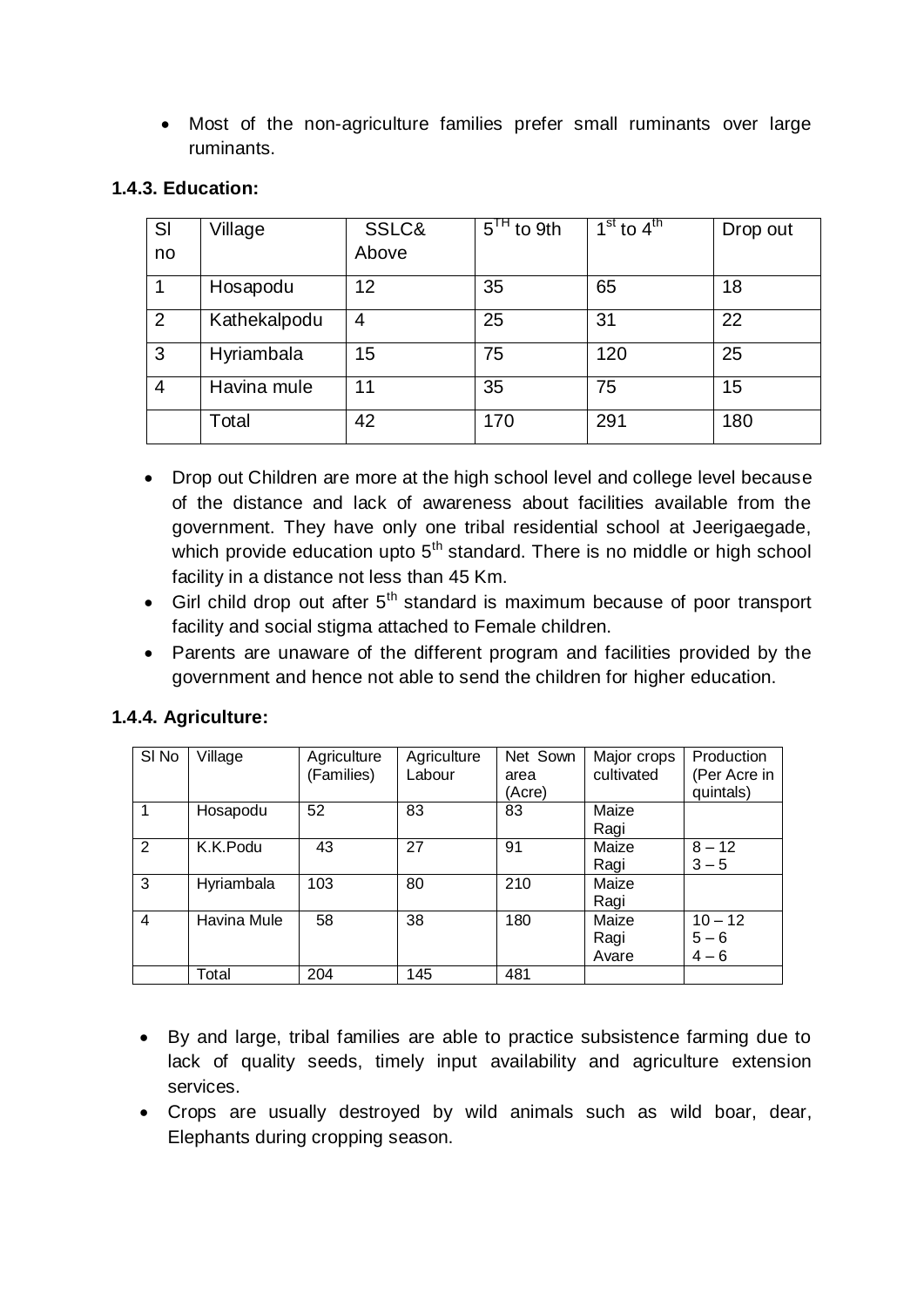- Most of the non-agriculture families prefer small ruminants over large ruminants.

### 1.4.3. Education:

| Sl no | Village | SSLC& Above | $5^{TH}$ to 9th | $1^{st}$ to $4^{th}$ | Drop out |
|---|---|---|---|---|---|
| 1 | Hosapodu | 12 | 35 | 65 | 18 |
| 2 | Kathekalpodu | 4 | 25 | 31 | 22 |
| 3 | Hyriambala | 15 | 75 | 120 | 25 |
| 4 | Havina mule | 11 | 35 | 75 | 15 |
|  | Total | 42 | 170 | 291 | 180 |

- Drop out Children are more at the high school level and college level because of the distance and lack of awareness about facilities available from the government. They have only one tribal residential school at Jeerigaegade, which provide education upto $5^{th}$ standard. There is no middle or high school facility in a distance not less than 45 Km.
- Girl child drop out after $5^{th}$ standard is maximum because of poor transport facility and social stigma attached to Female children.
- Parents are unaware of the different program and facilities provided by the government and hence not able to send the children for higher education.

### 1.4.4. Agriculture:

| Sl No | Village | Agriculture (Families) | Agriculture Labour | Net Sown area (Acre) | Major crops cultivated | Production (Per Acre in quintals) |
|---|---|---|---|---|---|---|
| 1 | Hosapodu | 52 | 83 | 83 | Maize<br>Ragi |  |
| 2 | K.K.Podu | 43 | 27 | 91 | Maize<br>Ragi | 8 – 12<br>3 – 5 |
| 3 | Hyriambala | 103 | 80 | 210 | Maize<br>Ragi |  |
| 4 | Havina Mule | 58 | 38 | 180 | Maize<br>Ragi<br>Avare | 10 – 12<br>5 – 6<br>4 – 6 |
|  | Total | 204 | 145 | 481 |  |  |

- By and large, tribal families are able to practice subsistence farming due to lack of quality seeds, timely input availability and agriculture extension services.
- Crops are usually destroyed by wild animals such as wild boar, dear, Elephants during cropping season.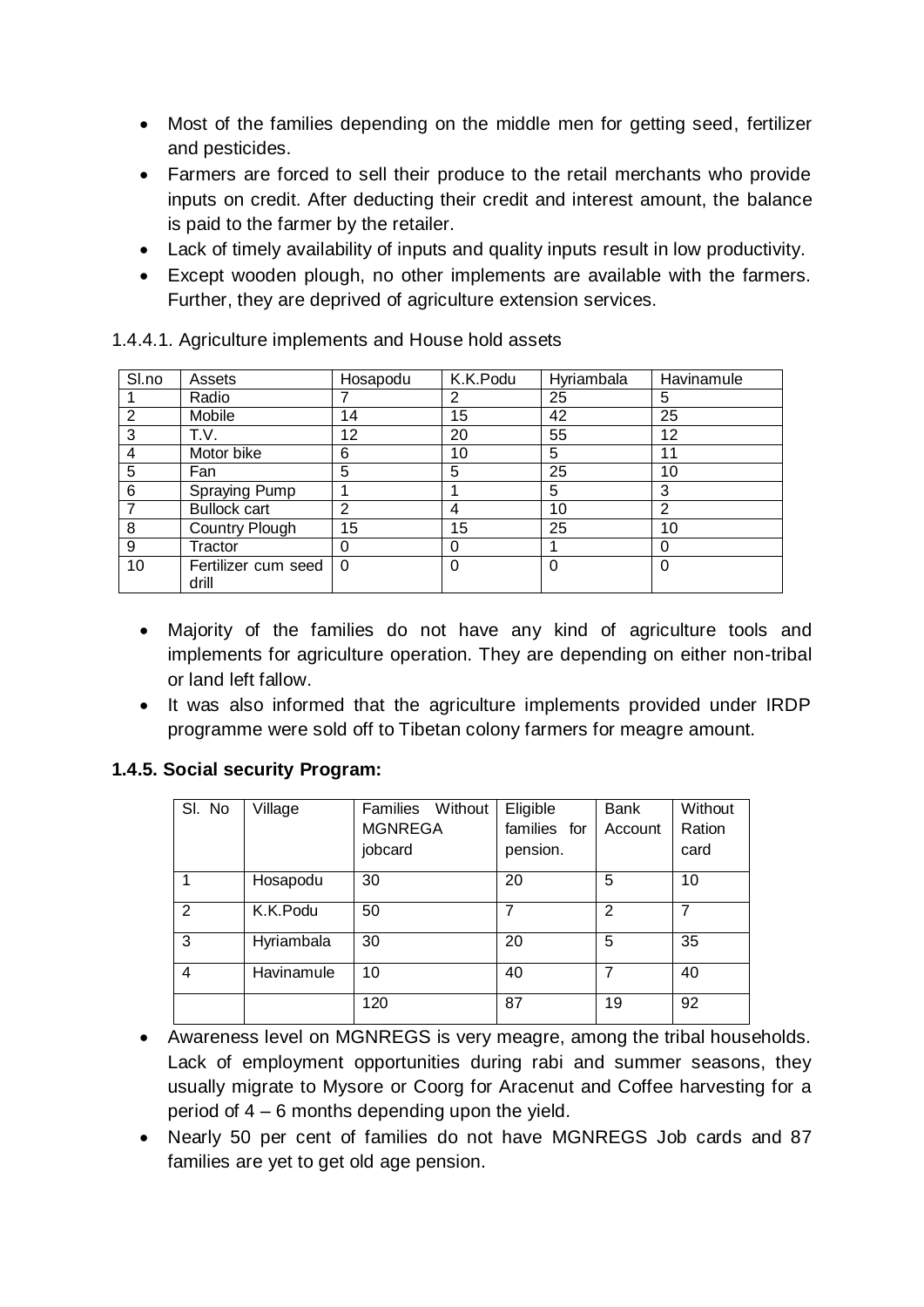- Most of the families depending on the middle men for getting seed, fertilizer and pesticides.
- Farmers are forced to sell their produce to the retail merchants who provide inputs on credit. After deducting their credit and interest amount, the balance is paid to the farmer by the retailer.
- Lack of timely availability of inputs and quality inputs result in low productivity.
- Except wooden plough, no other implements are available with the farmers. Further, they are deprived of agriculture extension services.

1.4.4.1. Agriculture implements and House hold assets

| Sl.no | Assets | Hosapodu | K.K.Podu | Hyriambala | Havinamule |
|---|---|---|---|---|---|
| 1 | Radio | 7 | 2 | 25 | 5 |
| 2 | Mobile | 14 | 15 | 42 | 25 |
| 3 | T.V. | 12 | 20 | 55 | 12 |
| 4 | Motor bike | 6 | 10 | 5 | 11 |
| 5 | Fan | 5 | 5 | 25 | 10 |
| 6 | Spraying Pump | 1 | 1 | 5 | 3 |
| 7 | Bullock cart | 2 | 4 | 10 | 2 |
| 8 | Country Plough | 15 | 15 | 25 | 10 |
| 9 | Tractor | 0 | 0 | 1 | 0 |
| 10 | Fertilizer cum seed drill | 0 | 0 | 0 | 0 |

- Majority of the families do not have any kind of agriculture tools and implements for agriculture operation. They are depending on either non-tribal or land left fallow.
- It was also informed that the agriculture implements provided under IRDP programme were sold off to Tibetan colony farmers for meagre amount.

**1.4.5. Social security Program:**

| Sl. No | Village | Families Without MGNREGA jobcard | Eligible families for pension. | Bank Account | Without Ration card |
|---|---|---|---|---|---|
| 1 | Hosapodu | 30 | 20 | 5 | 10 |
| 2 | K.K.Podu | 50 | 7 | 2 | 7 |
| 3 | Hyriambala | 30 | 20 | 5 | 35 |
| 4 | Havinamule | 10 | 40 | 7 | 40 |
| | | 120 | 87 | 19 | 92 |

- Awareness level on MGNREGS is very meagre, among the tribal households. Lack of employment opportunities during rabi and summer seasons, they usually migrate to Mysore or Coorg for Aracenut and Coffee harvesting for a period of 4 – 6 months depending upon the yield.
- Nearly 50 per cent of families do not have MGNREGS Job cards and 87 families are yet to get old age pension.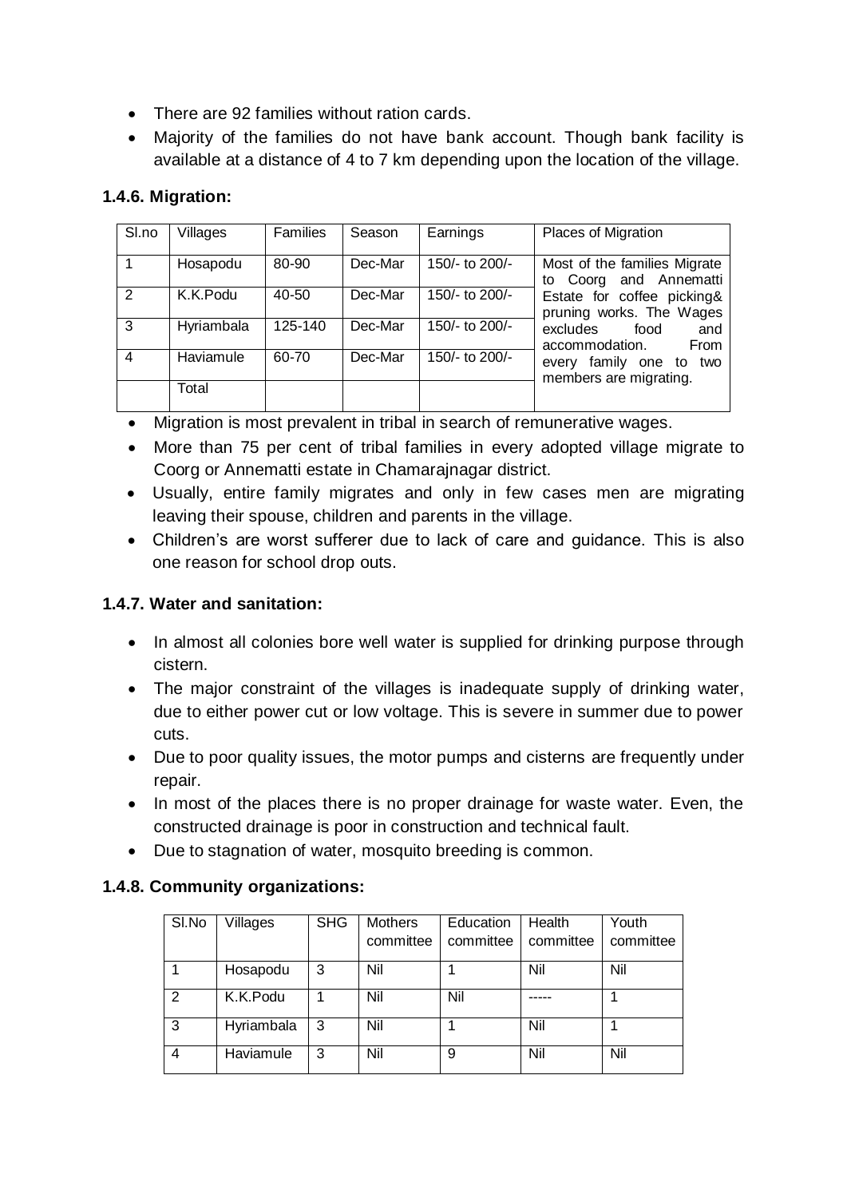- There are 92 families without ration cards.
- Majority of the families do not have bank account. Though bank facility is available at a distance of 4 to 7 km depending upon the location of the village.

### 1.4.6. Migration:

| Sl.no | Villages | Families | Season | Earnings | Places of Migration |
|---|---|---|---|---|---|
| 1 | Hosapodu | 80-90 | Dec-Mar | 150/- to 200/- | Most of the families Migrate to Coorg and Annematti Estate for coffee picking& pruning works. The Wages excludes food and accommodation. From every family one to two members are migrating. |
| 2 | K.K.Podu | 40-50 | Dec-Mar | 150/- to 200/- | |
| 3 | Hyriambala | 125-140 | Dec-Mar | 150/- to 200/- | |
| 4 | Haviamule | 60-70 | Dec-Mar | 150/- to 200/- | |
| | Total | | | | |

- Migration is most prevalent in tribal in search of remunerative wages.
- More than 75 per cent of tribal families in every adopted village migrate to Coorg or Annematti estate in Chamarajnagar district.
- Usually, entire family migrates and only in few cases men are migrating leaving their spouse, children and parents in the village.
- Children's are worst sufferer due to lack of care and guidance. This is also one reason for school drop outs.

### 1.4.7. Water and sanitation:

- In almost all colonies bore well water is supplied for drinking purpose through cistern.
- The major constraint of the villages is inadequate supply of drinking water, due to either power cut or low voltage. This is severe in summer due to power cuts.
- Due to poor quality issues, the motor pumps and cisterns are frequently under repair.
- In most of the places there is no proper drainage for waste water. Even, the constructed drainage is poor in construction and technical fault.
- Due to stagnation of water, mosquito breeding is common.

### 1.4.8. Community organizations:

| Sl.No | Villages | SHG | Mothers committee | Education committee | Health committee | Youth committee |
|---|---|---|---|---|---|---|
| 1 | Hosapodu | 3 | Nil | 1 | Nil | Nil |
| 2 | K.K.Podu | 1 | Nil | Nil | ----- | 1 |
| 3 | Hyriambala | 3 | Nil | 1 | Nil | 1 |
| 4 | Haviamule | 3 | Nil | 9 | Nil | Nil |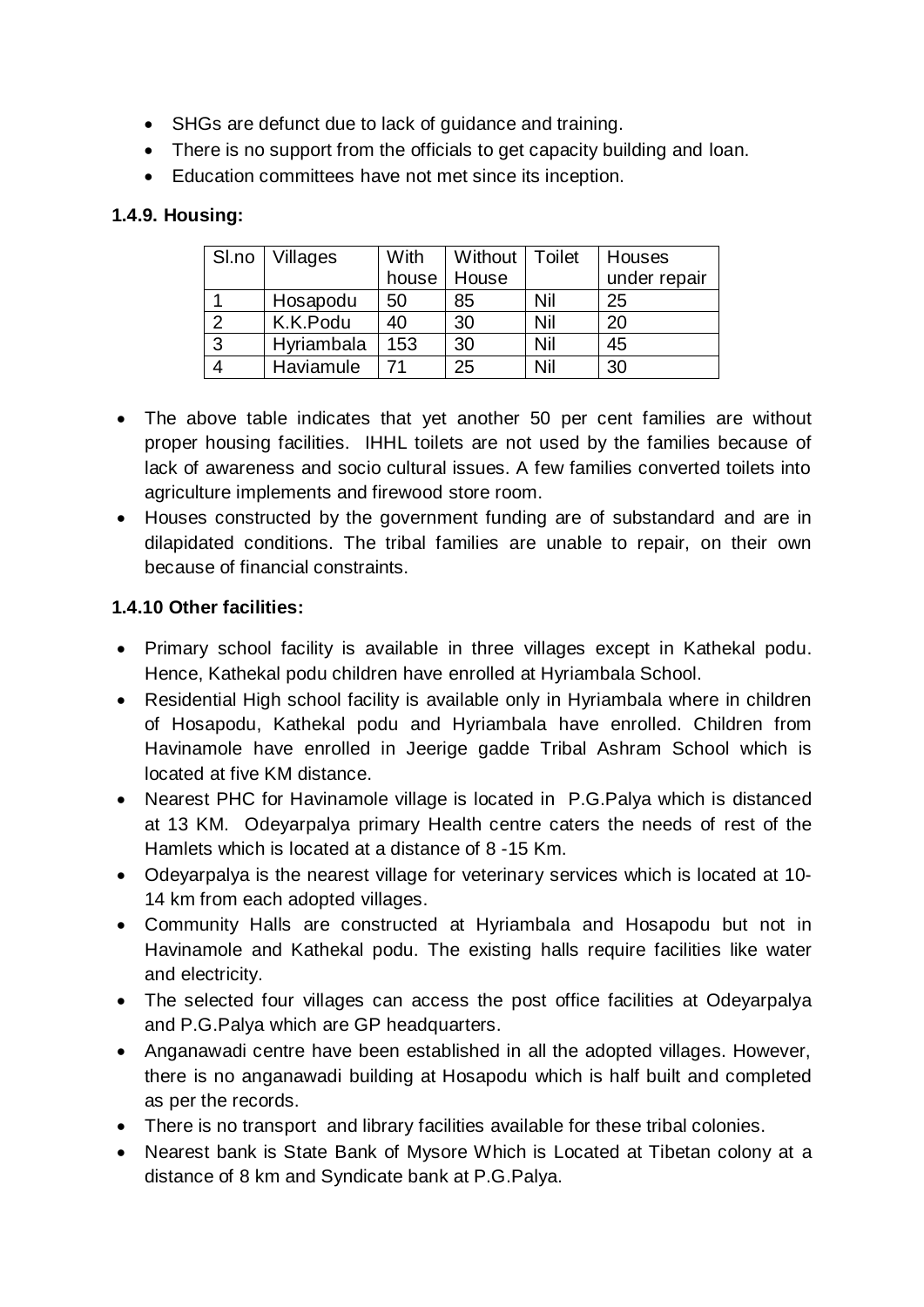- SHGs are defunct due to lack of guidance and training.
- There is no support from the officials to get capacity building and loan.
- Education committees have not met since its inception.

**1.4.9. Housing:**

| Sl.no | Villages | With house | Without House | Toilet | Houses under repair |
|---|---|---|---|---|---|
| 1 | Hosapodu | 50 | 85 | Nil | 25 |
| 2 | K.K.Podu | 40 | 30 | Nil | 20 |
| 3 | Hyriambala | 153 | 30 | Nil | 45 |
| 4 | Haviamule | 71 | 25 | Nil | 30 |

- The above table indicates that yet another 50 per cent families are without proper housing facilities. IHHL toilets are not used by the families because of lack of awareness and socio cultural issues. A few families converted toilets into agriculture implements and firewood store room.
- Houses constructed by the government funding are of substandard and are in dilapidated conditions. The tribal families are unable to repair, on their own because of financial constraints.

**1.4.10 Other facilities:**

- Primary school facility is available in three villages except in Kathekal podu. Hence, Kathekal podu children have enrolled at Hyriambala School.
- Residential High school facility is available only in Hyriambala where in children of Hosapodu, Kathekal podu and Hyriambala have enrolled. Children from Havinamole have enrolled in Jeerige gadde Tribal Ashram School which is located at five KM distance.
- Nearest PHC for Havinamole village is located in P.G.Palya which is distanced at 13 KM. Odeyarpalya primary Health centre caters the needs of rest of the Hamlets which is located at a distance of 8 -15 Km.
- Odeyarpalya is the nearest village for veterinary services which is located at 10-14 km from each adopted villages.
- Community Halls are constructed at Hyriambala and Hosapodu but not in Havinamole and Kathekal podu. The existing halls require facilities like water and electricity.
- The selected four villages can access the post office facilities at Odeyarpalya and P.G.Palya which are GP headquarters.
- Anganawadi centre have been established in all the adopted villages. However, there is no anganawadi building at Hosapodu which is half built and completed as per the records.
- There is no transport and library facilities available for these tribal colonies.
- Nearest bank is State Bank of Mysore Which is Located at Tibetan colony at a distance of 8 km and Syndicate bank at P.G.Palya.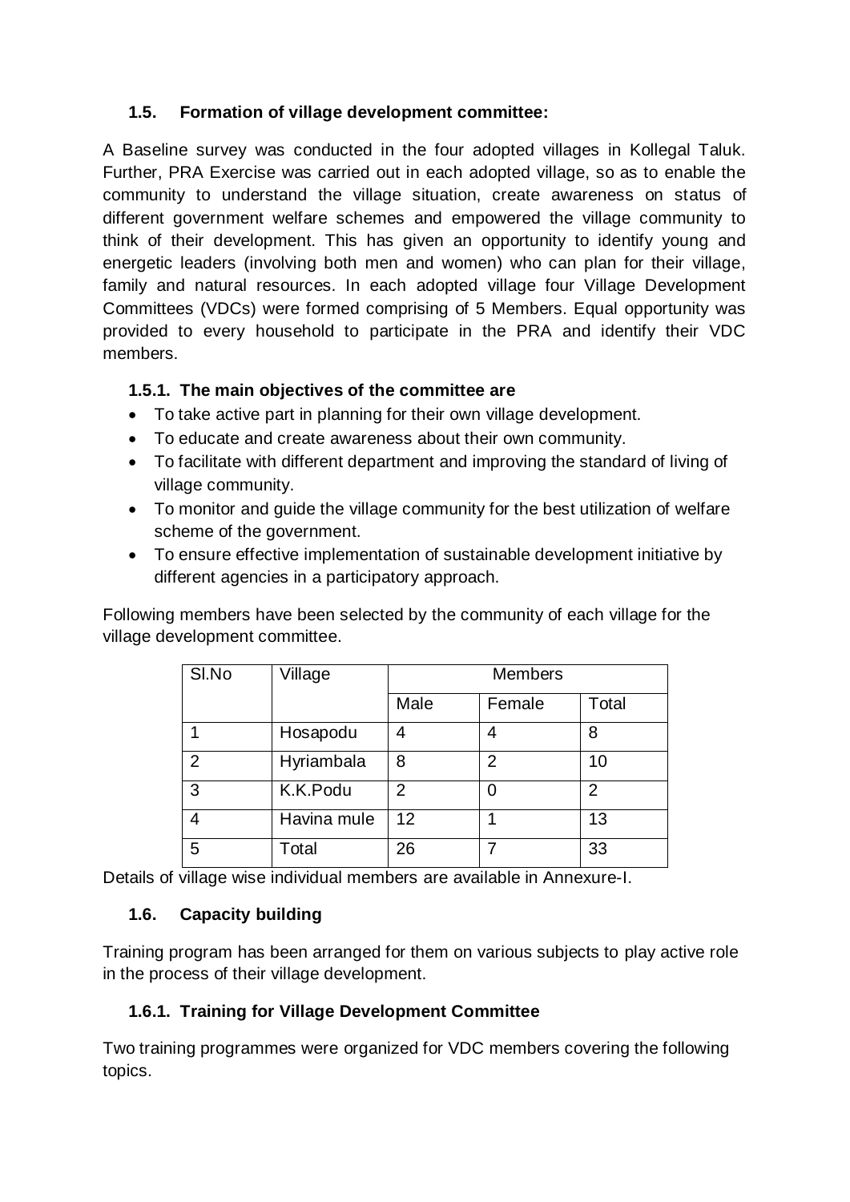### 1.5. Formation of village development committee:

A Baseline survey was conducted in the four adopted villages in Kollegal Taluk. Further, PRA Exercise was carried out in each adopted village, so as to enable the community to understand the village situation, create awareness on status of different government welfare schemes and empowered the village community to think of their development. This has given an opportunity to identify young and energetic leaders (involving both men and women) who can plan for their village, family and natural resources. In each adopted village four Village Development Committees (VDCs) were formed comprising of 5 Members. Equal opportunity was provided to every household to participate in the PRA and identify their VDC members.

#### 1.5.1. The main objectives of the committee are

- To take active part in planning for their own village development.
- To educate and create awareness about their own community.
- To facilitate with different department and improving the standard of living of village community.
- To monitor and guide the village community for the best utilization of welfare scheme of the government.
- To ensure effective implementation of sustainable development initiative by different agencies in a participatory approach.

Following members have been selected by the community of each village for the village development committee.

| Sl.No | Village | Members | | |
|---|---|---|---|---|
| | | Male | Female | Total |
| 1 | Hosapodu | 4 | 4 | 8 |
| 2 | Hyriambala | 8 | 2 | 10 |
| 3 | K.K.Podu | 2 | 0 | 2 |
| 4 | Havina mule | 12 | 1 | 13 |
| 5 | Total | 26 | 7 | 33 |

Details of village wise individual members are available in Annexure-I.

### 1.6. Capacity building

Training program has been arranged for them on various subjects to play active role in the process of their village development.

#### 1.6.1. Training for Village Development Committee

Two training programmes were organized for VDC members covering the following topics.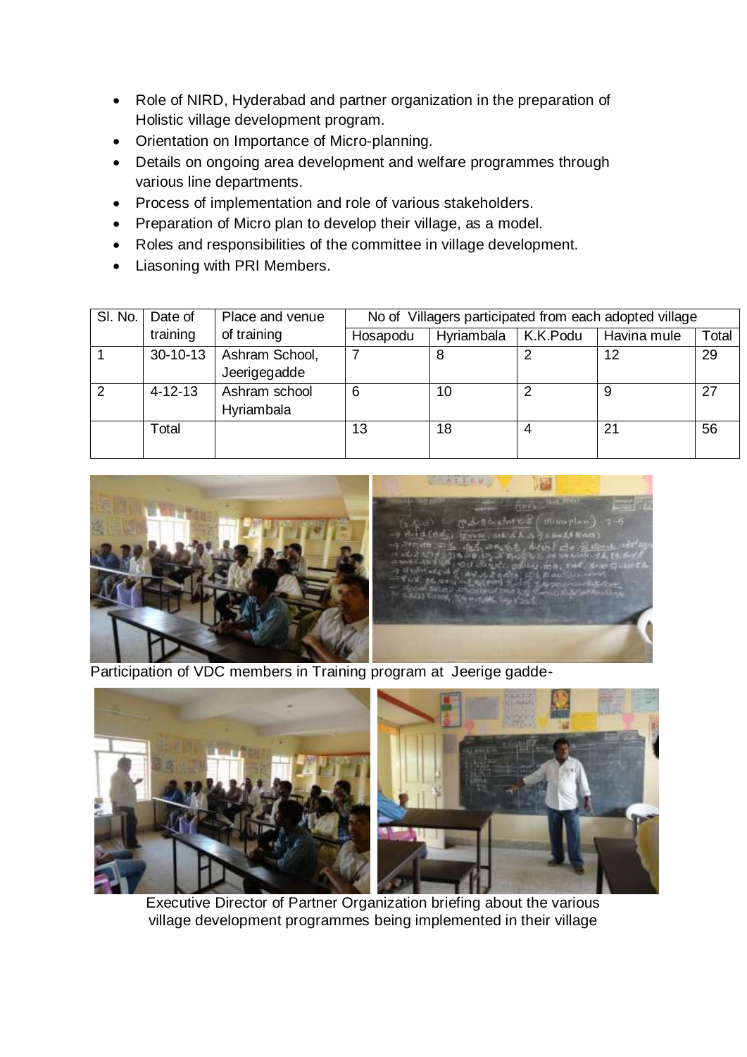- Role of NIRD, Hyderabad and partner organization in the preparation of Holistic village development program.
- Orientation on Importance of Micro-planning.
- Details on ongoing area development and welfare programmes through various line departments.
- Process of implementation and role of various stakeholders.
- Preparation of Micro plan to develop their village, as a model.
- Roles and responsibilities of the committee in village development.
- Liasoning with PRI Members.

| Sl. No. | Date of training | Place and venue of training | No of Villagers participated from each adopted village | | | | |
|---|---|---|---|---|---|---|---|
| | | | Hosapodu | Hyriambala | K.K.Podu | Havina mule | Total |
| 1 | 30-10-13 | Ashram School, Jeerigegadde | 7 | 8 | 2 | 12 | 29 |
| 2 | 4-12-13 | Ashram school Hyriambala | 6 | 10 | 2 | 9 | 27 |
| | Total | | 13 | 18 | 4 | 21 | 56 |

Participation of VDC members in Training program at Jeerige gadde-

Executive Director of Partner Organization briefing about the various village development programmes being implemented in their village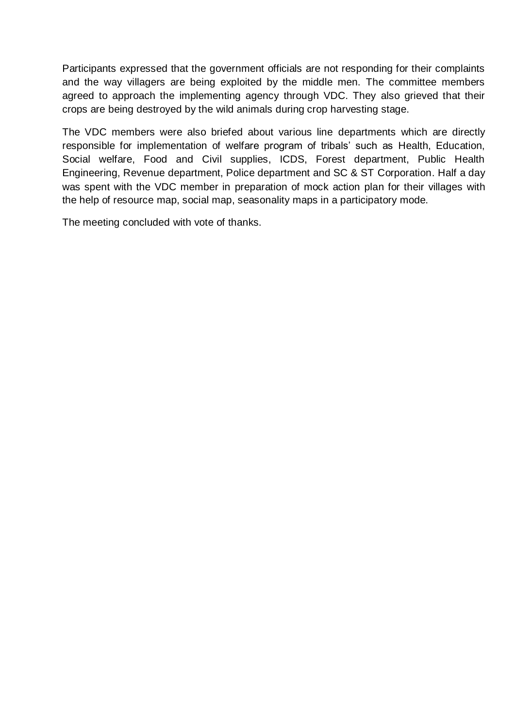Participants expressed that the government officials are not responding for their complaints and the way villagers are being exploited by the middle men. The committee members agreed to approach the implementing agency through VDC. They also grieved that their crops are being destroyed by the wild animals during crop harvesting stage.

The VDC members were also briefed about various line departments which are directly responsible for implementation of welfare program of tribals' such as Health, Education, Social welfare, Food and Civil supplies, ICDS, Forest department, Public Health Engineering, Revenue department, Police department and SC & ST Corporation. Half a day was spent with the VDC member in preparation of mock action plan for their villages with the help of resource map, social map, seasonality maps in a participatory mode.

The meeting concluded with vote of thanks.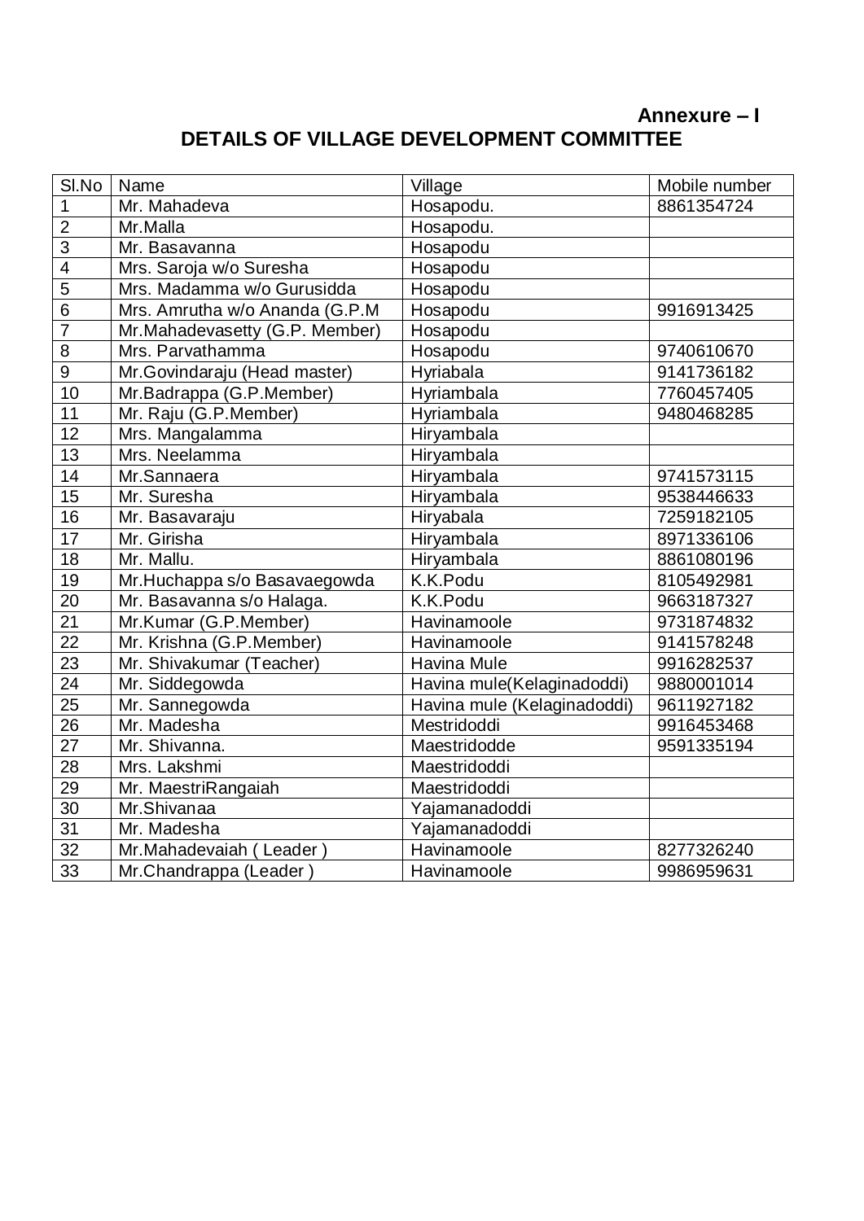**Annexure – I**

## DETAILS OF VILLAGE DEVELOPMENT COMMITTEE

| Sl.No | Name | Village | Mobile number |
|---|---|---|---|
| 1 | Mr. Mahadeva | Hosapodu. | 8861354724 |
| 2 | Mr.Malla | Hosapodu. | |
| 3 | Mr. Basavanna | Hosapodu | |
| 4 | Mrs. Saroja w/o Suresha | Hosapodu | |
| 5 | Mrs. Madamma w/o Gurusidda | Hosapodu | |
| 6 | Mrs. Amrutha w/o Ananda (G.P.M | Hosapodu | 9916913425 |
| 7 | Mr.Mahadevasetty (G.P. Member) | Hosapodu | |
| 8 | Mrs. Parvathamma | Hosapodu | 9740610670 |
| 9 | Mr.Govindaraju (Head master) | Hyriabala | 9141736182 |
| 10 | Mr.Badrappa (G.P.Member) | Hyriambala | 7760457405 |
| 11 | Mr. Raju (G.P.Member) | Hyriambala | 9480468285 |
| 12 | Mrs. Mangalamma | Hiryambala | |
| 13 | Mrs. Neelamma | Hiryambala | |
| 14 | Mr.Sannaera | Hiryambala | 9741573115 |
| 15 | Mr. Suresha | Hiryambala | 9538446633 |
| 16 | Mr. Basavaraju | Hiryabala | 7259182105 |
| 17 | Mr. Girisha | Hiryambala | 8971336106 |
| 18 | Mr. Mallu. | Hiryambala | 8861080196 |
| 19 | Mr.Huchappa s/o Basavaegowda | K.K.Podu | 8105492981 |
| 20 | Mr. Basavanna s/o Halaga. | K.K.Podu | 9663187327 |
| 21 | Mr.Kumar (G.P.Member) | Havinamoole | 9731874832 |
| 22 | Mr. Krishna (G.P.Member) | Havinamoole | 9141578248 |
| 23 | Mr. Shivakumar (Teacher) | Havina Mule | 9916282537 |
| 24 | Mr. Siddegowda | Havina mule(Kelaginadoddi) | 9880001014 |
| 25 | Mr. Sannegowda | Havina mule (Kelaginadoddi) | 9611927182 |
| 26 | Mr. Madesha | Mestridoddi | 9916453468 |
| 27 | Mr. Shivanna. | Maestridodde | 9591335194 |
| 28 | Mrs. Lakshmi | Maestridoddi | |
| 29 | Mr. MaestriRangaiah | Maestridoddi | |
| 30 | Mr.Shivanaa | Yajamanadoddi | |
| 31 | Mr. Madesha | Yajamanadoddi | |
| 32 | Mr.Mahadevaiah ( Leader ) | Havinamoole | 8277326240 |
| 33 | Mr.Chandrappa (Leader ) | Havinamoole | 9986959631 |